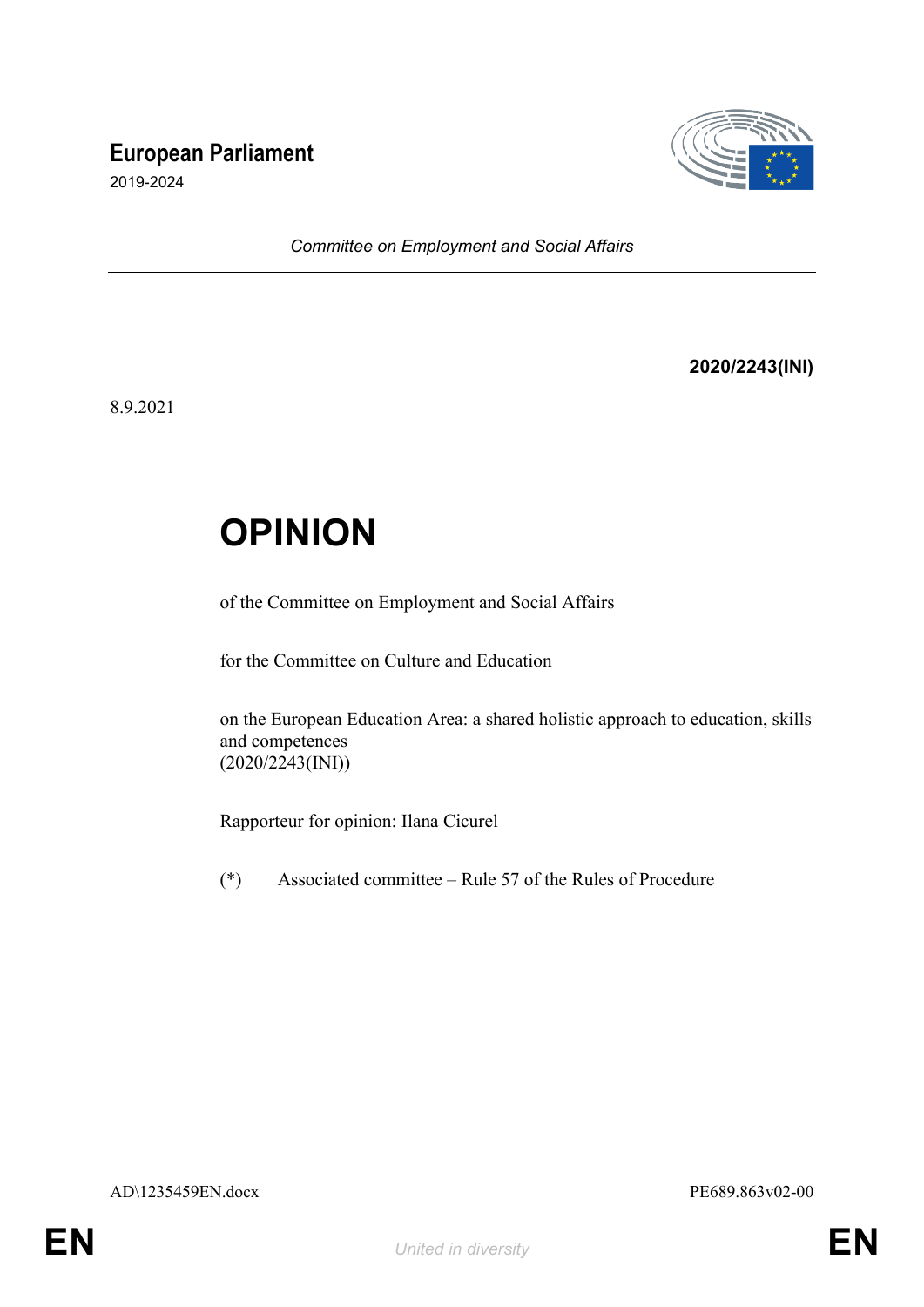# European Parliament

2019-2024

*Committee on Employment and Social Affairs*

**2020/2243(INI)**

8.9.2021

# OPINION

of the Committee on Employment and Social Affairs

for the Committee on Culture and Education

on the European Education Area: a shared holistic approach to education, skills and competences
(2020/2243(INI))

Rapporteur for opinion: Ilana Cicurel

(*) Associated committee – Rule 57 of the Rules of Procedure

AD\1235459EN.docx PE689.863v02-00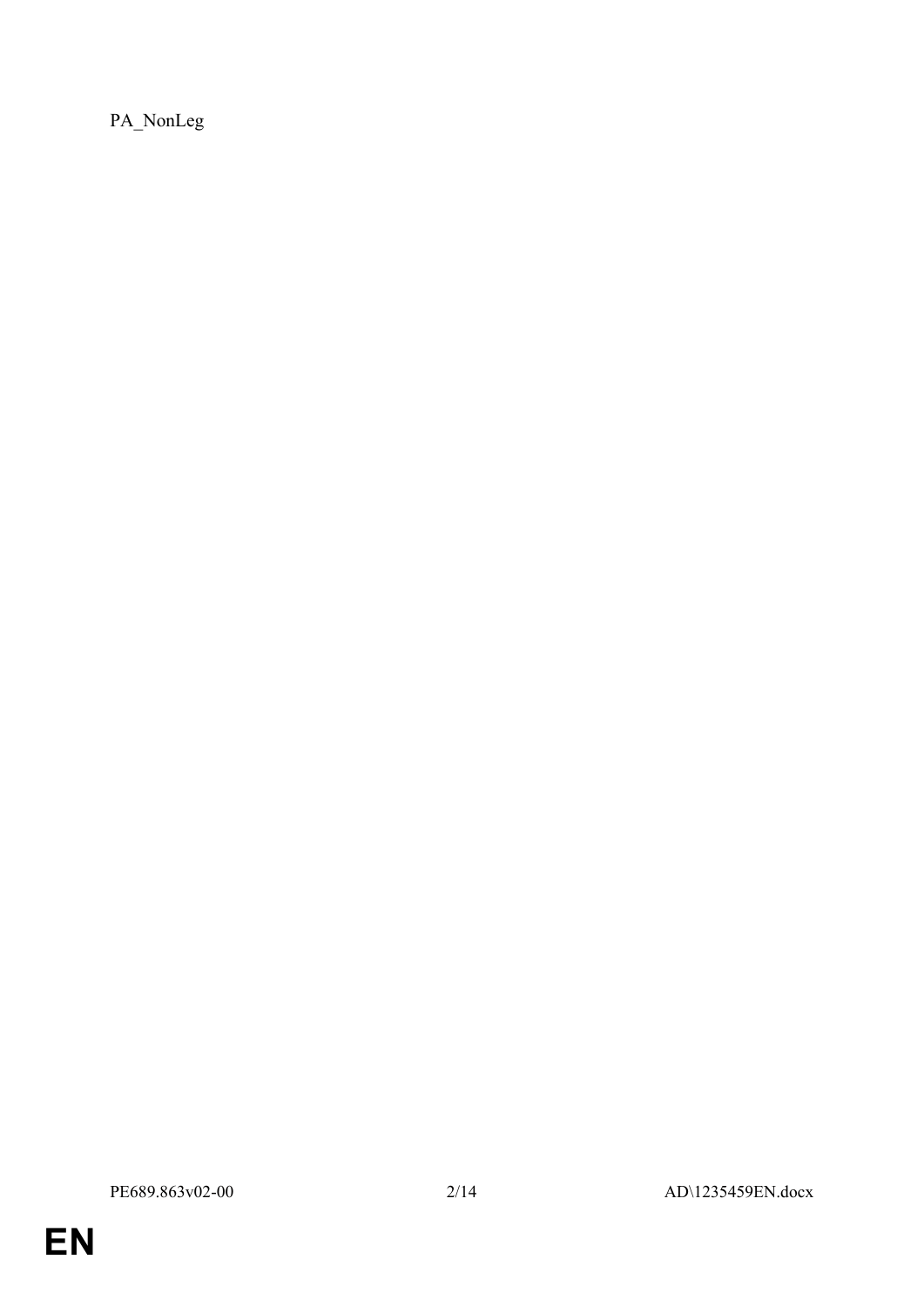PA_NonLeg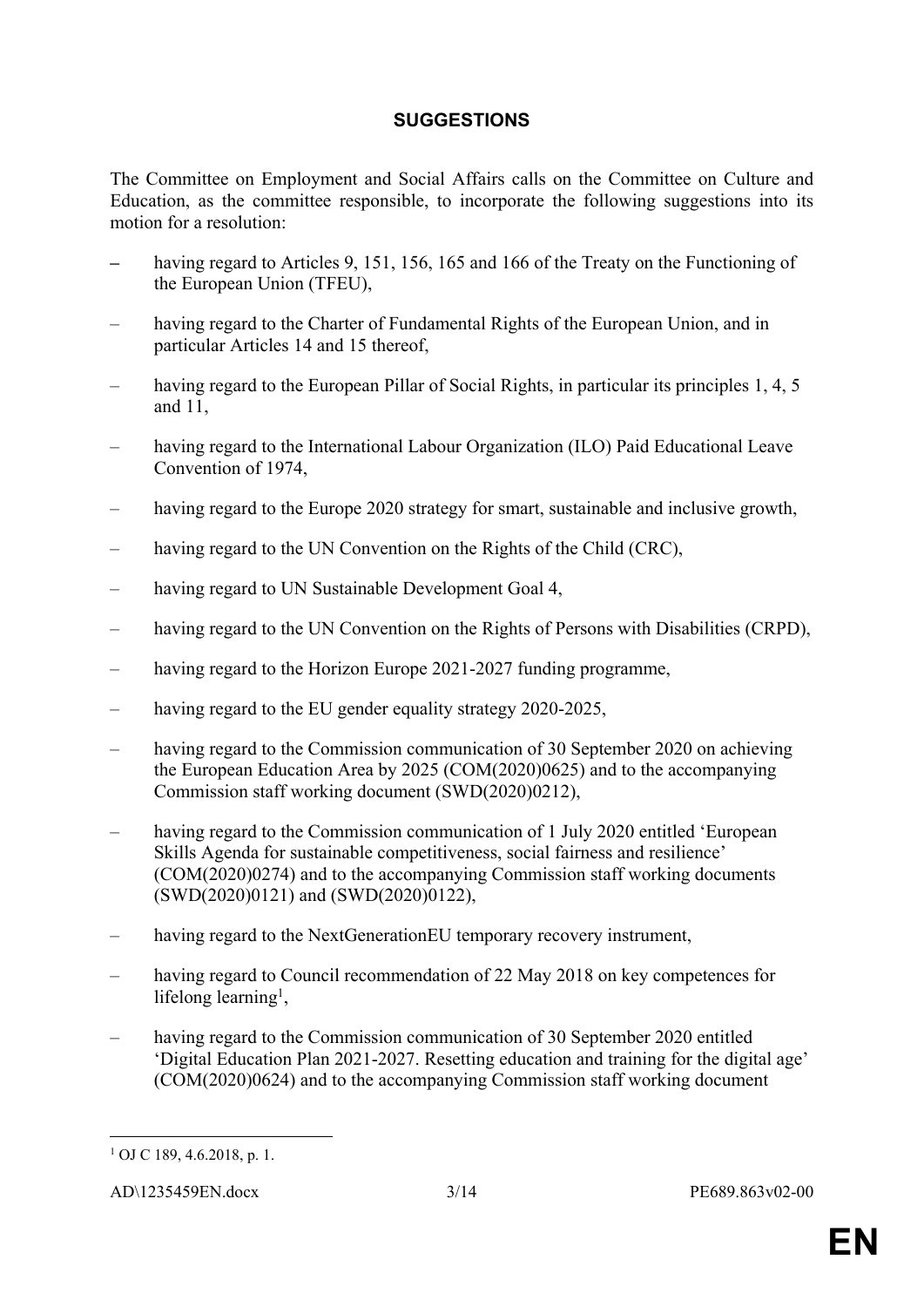## SUGGESTIONS

The Committee on Employment and Social Affairs calls on the Committee on Culture and Education, as the committee responsible, to incorporate the following suggestions into its motion for a resolution:

– having regard to Articles 9, 151, 156, 165 and 166 of the Treaty on the Functioning of the European Union (TFEU),

– having regard to the Charter of Fundamental Rights of the European Union, and in particular Articles 14 and 15 thereof,

– having regard to the European Pillar of Social Rights, in particular its principles 1, 4, 5 and 11,

– having regard to the International Labour Organization (ILO) Paid Educational Leave Convention of 1974,

– having regard to the Europe 2020 strategy for smart, sustainable and inclusive growth,

– having regard to the UN Convention on the Rights of the Child (CRC),

– having regard to UN Sustainable Development Goal 4,

– having regard to the UN Convention on the Rights of Persons with Disabilities (CRPD),

– having regard to the Horizon Europe 2021-2027 funding programme,

– having regard to the EU gender equality strategy 2020-2025,

– having regard to the Commission communication of 30 September 2020 on achieving the European Education Area by 2025 (COM(2020)0625) and to the accompanying Commission staff working document (SWD(2020)0212),

– having regard to the Commission communication of 1 July 2020 entitled 'European Skills Agenda for sustainable competitiveness, social fairness and resilience' (COM(2020)0274) and to the accompanying Commission staff working documents (SWD(2020)0121) and (SWD(2020)0122),

– having regard to the NextGenerationEU temporary recovery instrument,

– having regard to Council recommendation of 22 May 2018 on key competences for lifelong learning[1],

– having regard to the Commission communication of 30 September 2020 entitled 'Digital Education Plan 2021-2027. Resetting education and training for the digital age' (COM(2020)0624) and to the accompanying Commission staff working document

[1] OJ C 189, 4.6.2018, p. 1.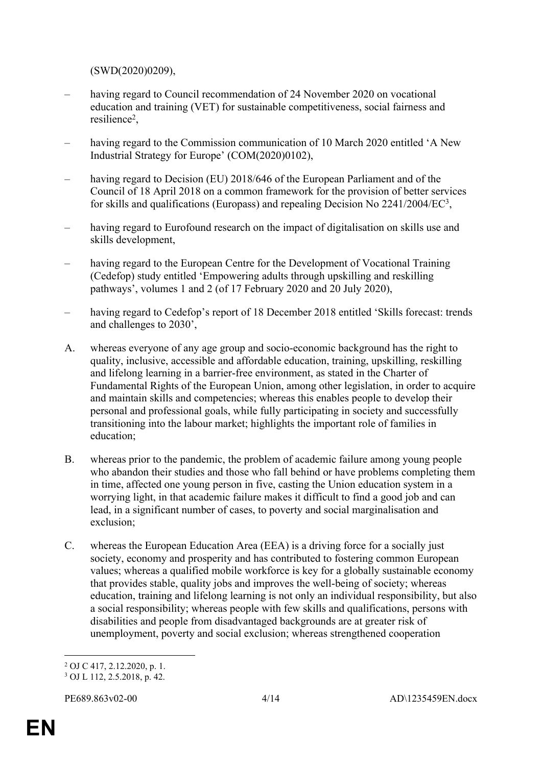(SWD(2020)0209),

– having regard to Council recommendation of 24 November 2020 on vocational education and training (VET) for sustainable competitiveness, social fairness and resilience[2],

– having regard to the Commission communication of 10 March 2020 entitled 'A New Industrial Strategy for Europe' (COM(2020)0102),

– having regard to Decision (EU) 2018/646 of the European Parliament and of the Council of 18 April 2018 on a common framework for the provision of better services for skills and qualifications (Europass) and repealing Decision No 2241/2004/EC[3],

– having regard to Eurofound research on the impact of digitalisation on skills use and skills development,

– having regard to the European Centre for the Development of Vocational Training (Cedefop) study entitled 'Empowering adults through upskilling and reskilling pathways', volumes 1 and 2 (of 17 February 2020 and 20 July 2020),

– having regard to Cedefop's report of 18 December 2018 entitled 'Skills forecast: trends and challenges to 2030',

A. whereas everyone of any age group and socio-economic background has the right to quality, inclusive, accessible and affordable education, training, upskilling, reskilling and lifelong learning in a barrier-free environment, as stated in the Charter of Fundamental Rights of the European Union, among other legislation, in order to acquire and maintain skills and competencies; whereas this enables people to develop their personal and professional goals, while fully participating in society and successfully transitioning into the labour market; highlights the important role of families in education;

B. whereas prior to the pandemic, the problem of academic failure among young people who abandon their studies and those who fall behind or have problems completing them in time, affected one young person in five, casting the Union education system in a worrying light, in that academic failure makes it difficult to find a good job and can lead, in a significant number of cases, to poverty and social marginalisation and exclusion;

C. whereas the European Education Area (EEA) is a driving force for a socially just society, economy and prosperity and has contributed to fostering common European values; whereas a qualified mobile workforce is key for a globally sustainable economy that provides stable, quality jobs and improves the well-being of society; whereas education, training and lifelong learning is not only an individual responsibility, but also a social responsibility; whereas people with few skills and qualifications, persons with disabilities and people from disadvantaged backgrounds are at greater risk of unemployment, poverty and social exclusion; whereas strengthened cooperation

---

[2] OJ C 417, 2.12.2020, p. 1.

[3] OJ L 112, 2.5.2018, p. 42.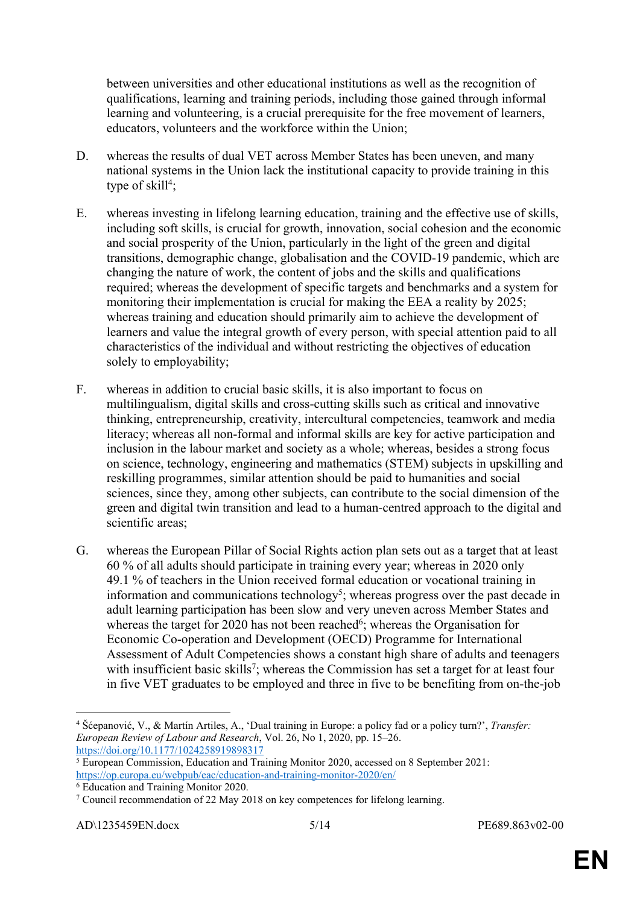between universities and other educational institutions as well as the recognition of qualifications, learning and training periods, including those gained through informal learning and volunteering, is a crucial prerequisite for the free movement of learners, educators, volunteers and the workforce within the Union;

D. whereas the results of dual VET across Member States has been uneven, and many national systems in the Union lack the institutional capacity to provide training in this type of skill[4];

E. whereas investing in lifelong learning education, training and the effective use of skills, including soft skills, is crucial for growth, innovation, social cohesion and the economic and social prosperity of the Union, particularly in the light of the green and digital transitions, demographic change, globalisation and the COVID-19 pandemic, which are changing the nature of work, the content of jobs and the skills and qualifications required; whereas the development of specific targets and benchmarks and a system for monitoring their implementation is crucial for making the EEA a reality by 2025; whereas training and education should primarily aim to achieve the development of learners and value the integral growth of every person, with special attention paid to all characteristics of the individual and without restricting the objectives of education solely to employability;

F. whereas in addition to crucial basic skills, it is also important to focus on multilingualism, digital skills and cross-cutting skills such as critical and innovative thinking, entrepreneurship, creativity, intercultural competencies, teamwork and media literacy; whereas all non-formal and informal skills are key for active participation and inclusion in the labour market and society as a whole; whereas, besides a strong focus on science, technology, engineering and mathematics (STEM) subjects in upskilling and reskilling programmes, similar attention should be paid to humanities and social sciences, since they, among other subjects, can contribute to the social dimension of the green and digital twin transition and lead to a human-centred approach to the digital and scientific areas;

G. whereas the European Pillar of Social Rights action plan sets out as a target that at least 60 % of all adults should participate in training every year; whereas in 2020 only 49.1 % of teachers in the Union received formal education or vocational training in information and communications technology[5]; whereas progress over the past decade in adult learning participation has been slow and very uneven across Member States and whereas the target for 2020 has not been reached[6]; whereas the Organisation for Economic Co-operation and Development (OECD) Programme for International Assessment of Adult Competencies shows a constant high share of adults and teenagers with insufficient basic skills[7]; whereas the Commission has set a target for at least four in five VET graduates to be employed and three in five to be benefiting from on-the-job

---

[4] Šćepanović, V., & Martín Artiles, A., 'Dual training in Europe: a policy fad or a policy turn?', *Transfer: European Review of Labour and Research*, Vol. 26, No 1, 2020, pp. 15–26. https://doi.org/10.1177/1024258919898317

[5] European Commission, Education and Training Monitor 2020, accessed on 8 September 2021: https://op.europa.eu/webpub/eac/education-and-training-monitor-2020/en/

[6] Education and Training Monitor 2020.

[7] Council recommendation of 22 May 2018 on key competences for lifelong learning.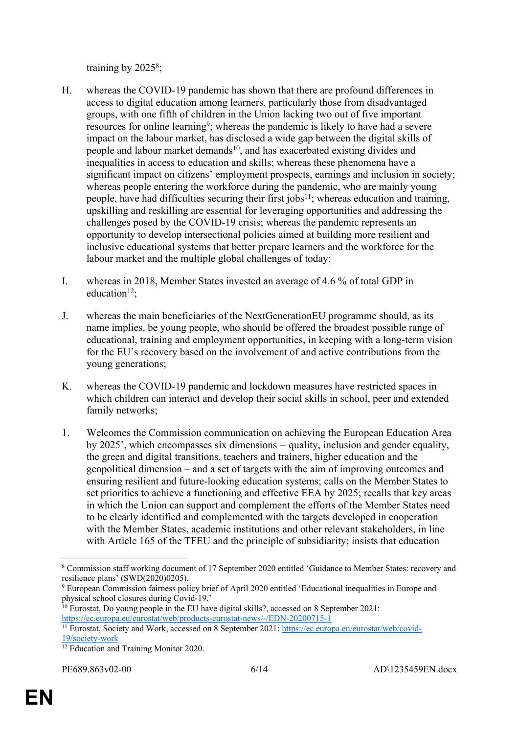training by 2025[8];

H. whereas the COVID-19 pandemic has shown that there are profound differences in access to digital education among learners, particularly those from disadvantaged groups, with one fifth of children in the Union lacking two out of five important resources for online learning[9]; whereas the pandemic is likely to have had a severe impact on the labour market, has disclosed a wide gap between the digital skills of people and labour market demands[10], and has exacerbated existing divides and inequalities in access to education and skills; whereas these phenomena have a significant impact on citizens' employment prospects, earnings and inclusion in society; whereas people entering the workforce during the pandemic, who are mainly young people, have had difficulties securing their first jobs[11]; whereas education and training, upskilling and reskilling are essential for leveraging opportunities and addressing the challenges posed by the COVID-19 crisis; whereas the pandemic represents an opportunity to develop intersectional policies aimed at building more resilient and inclusive educational systems that better prepare learners and the workforce for the labour market and the multiple global challenges of today;

I. whereas in 2018, Member States invested an average of 4.6 % of total GDP in education[12];

J. whereas the main beneficiaries of the NextGenerationEU programme should, as its name implies, be young people, who should be offered the broadest possible range of educational, training and employment opportunities, in keeping with a long-term vision for the EU's recovery based on the involvement of and active contributions from the young generations;

K. whereas the COVID-19 pandemic and lockdown measures have restricted spaces in which children can interact and develop their social skills in school, peer and extended family networks;

1. Welcomes the Commission communication on achieving the European Education Area by 2025', which encompasses six dimensions – quality, inclusion and gender equality, the green and digital transitions, teachers and trainers, higher education and the geopolitical dimension – and a set of targets with the aim of improving outcomes and ensuring resilient and future-looking education systems; calls on the Member States to set priorities to achieve a functioning and effective EEA by 2025; recalls that key areas in which the Union can support and complement the efforts of the Member States need to be clearly identified and complemented with the targets developed in cooperation with the Member States, academic institutions and other relevant stakeholders, in line with Article 165 of the TFEU and the principle of subsidiarity; insists that education

---

[8] Commission staff working document of 17 September 2020 entitled 'Guidance to Member States: recovery and resilience plans' (SWD(2020)0205).

[9] European Commission fairness policy brief of April 2020 entitled 'Educational inequalities in Europe and physical school closures during Covid-19.'

[10] Eurostat, Do young people in the EU have digital skills?, accessed on 8 September 2021: https://ec.europa.eu/eurostat/web/products-eurostat-news/-/EDN-20200715-1

[11] Eurostat, Society and Work, accessed on 8 September 2021: https://ec.europa.eu/eurostat/web/covid-19/society-work

[12] Education and Training Monitor 2020.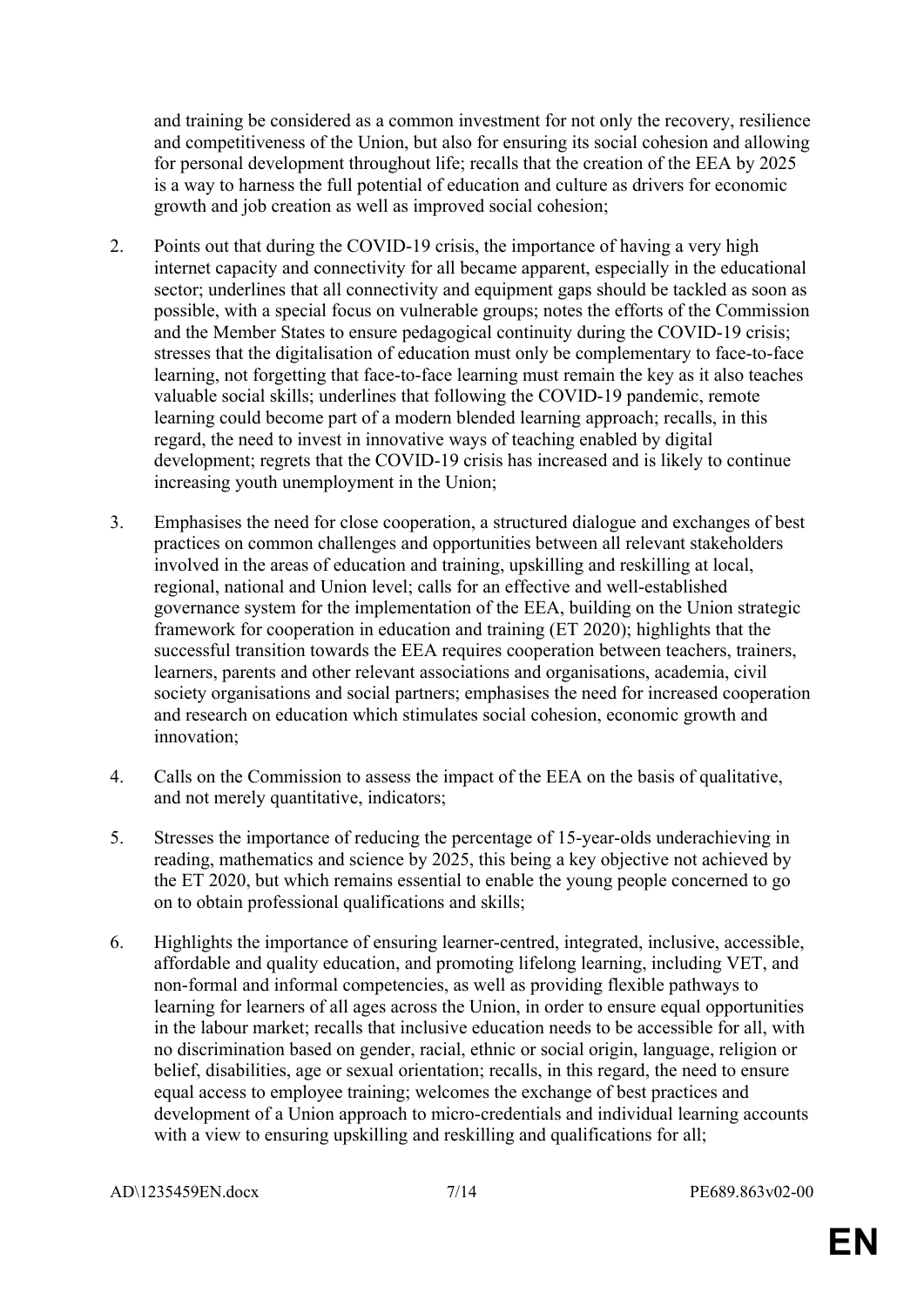and training be considered as a common investment for not only the recovery, resilience and competitiveness of the Union, but also for ensuring its social cohesion and allowing for personal development throughout life; recalls that the creation of the EEA by 2025 is a way to harness the full potential of education and culture as drivers for economic growth and job creation as well as improved social cohesion;

2. Points out that during the COVID-19 crisis, the importance of having a very high internet capacity and connectivity for all became apparent, especially in the educational sector; underlines that all connectivity and equipment gaps should be tackled as soon as possible, with a special focus on vulnerable groups; notes the efforts of the Commission and the Member States to ensure pedagogical continuity during the COVID-19 crisis; stresses that the digitalisation of education must only be complementary to face-to-face learning, not forgetting that face-to-face learning must remain the key as it also teaches valuable social skills; underlines that following the COVID-19 pandemic, remote learning could become part of a modern blended learning approach; recalls, in this regard, the need to invest in innovative ways of teaching enabled by digital development; regrets that the COVID-19 crisis has increased and is likely to continue increasing youth unemployment in the Union;

3. Emphasises the need for close cooperation, a structured dialogue and exchanges of best practices on common challenges and opportunities between all relevant stakeholders involved in the areas of education and training, upskilling and reskilling at local, regional, national and Union level; calls for an effective and well-established governance system for the implementation of the EEA, building on the Union strategic framework for cooperation in education and training (ET 2020); highlights that the successful transition towards the EEA requires cooperation between teachers, trainers, learners, parents and other relevant associations and organisations, academia, civil society organisations and social partners; emphasises the need for increased cooperation and research on education which stimulates social cohesion, economic growth and innovation;

4. Calls on the Commission to assess the impact of the EEA on the basis of qualitative, and not merely quantitative, indicators;

5. Stresses the importance of reducing the percentage of 15-year-olds underachieving in reading, mathematics and science by 2025, this being a key objective not achieved by the ET 2020, but which remains essential to enable the young people concerned to go on to obtain professional qualifications and skills;

6. Highlights the importance of ensuring learner-centred, integrated, inclusive, accessible, affordable and quality education, and promoting lifelong learning, including VET, and non-formal and informal competencies, as well as providing flexible pathways to learning for learners of all ages across the Union, in order to ensure equal opportunities in the labour market; recalls that inclusive education needs to be accessible for all, with no discrimination based on gender, racial, ethnic or social origin, language, religion or belief, disabilities, age or sexual orientation; recalls, in this regard, the need to ensure equal access to employee training; welcomes the exchange of best practices and development of a Union approach to micro-credentials and individual learning accounts with a view to ensuring upskilling and reskilling and qualifications for all;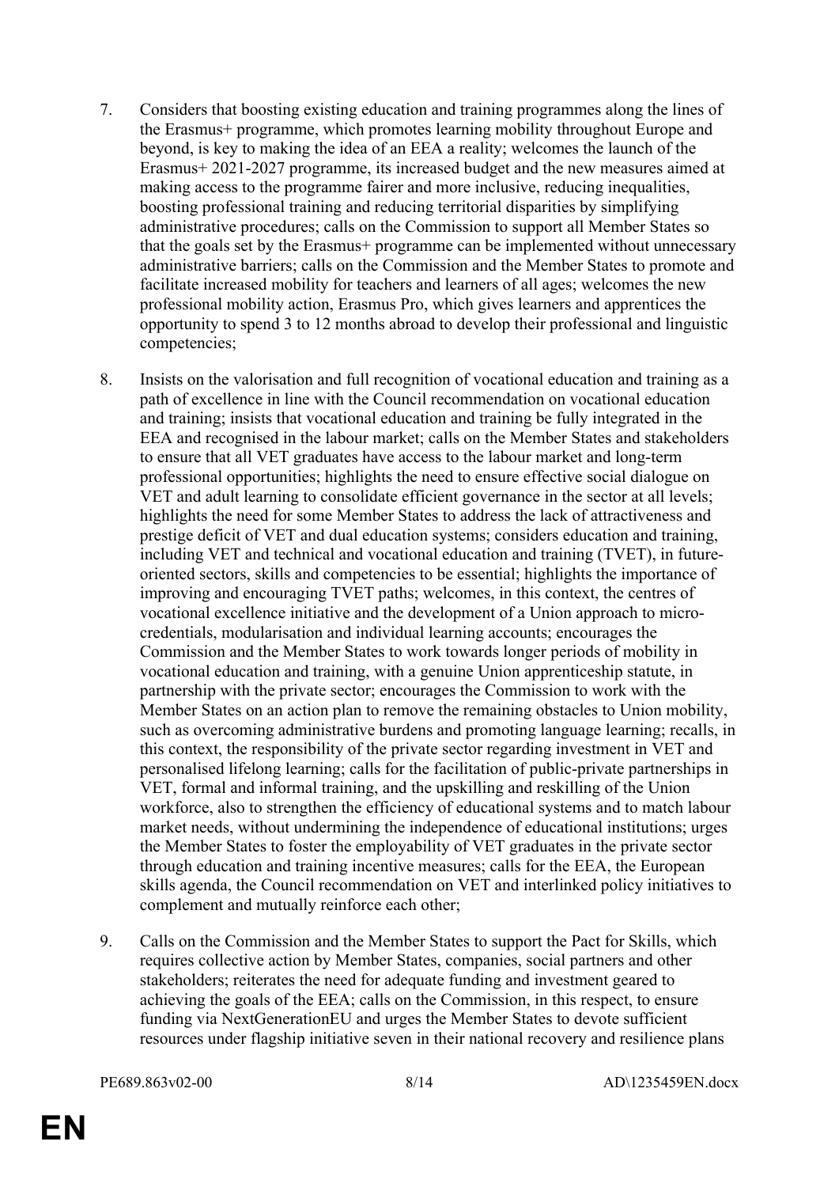7. Considers that boosting existing education and training programmes along the lines of the Erasmus+ programme, which promotes learning mobility throughout Europe and beyond, is key to making the idea of an EEA a reality; welcomes the launch of the Erasmus+ 2021-2027 programme, its increased budget and the new measures aimed at making access to the programme fairer and more inclusive, reducing inequalities, boosting professional training and reducing territorial disparities by simplifying administrative procedures; calls on the Commission to support all Member States so that the goals set by the Erasmus+ programme can be implemented without unnecessary administrative barriers; calls on the Commission and the Member States to promote and facilitate increased mobility for teachers and learners of all ages; welcomes the new professional mobility action, Erasmus Pro, which gives learners and apprentices the opportunity to spend 3 to 12 months abroad to develop their professional and linguistic competencies;

8. Insists on the valorisation and full recognition of vocational education and training as a path of excellence in line with the Council recommendation on vocational education and training; insists that vocational education and training be fully integrated in the EEA and recognised in the labour market; calls on the Member States and stakeholders to ensure that all VET graduates have access to the labour market and long-term professional opportunities; highlights the need to ensure effective social dialogue on VET and adult learning to consolidate efficient governance in the sector at all levels; highlights the need for some Member States to address the lack of attractiveness and prestige deficit of VET and dual education systems; considers education and training, including VET and technical and vocational education and training (TVET), in future-oriented sectors, skills and competencies to be essential; highlights the importance of improving and encouraging TVET paths; welcomes, in this context, the centres of vocational excellence initiative and the development of a Union approach to micro-credentials, modularisation and individual learning accounts; encourages the Commission and the Member States to work towards longer periods of mobility in vocational education and training, with a genuine Union apprenticeship statute, in partnership with the private sector; encourages the Commission to work with the Member States on an action plan to remove the remaining obstacles to Union mobility, such as overcoming administrative burdens and promoting language learning; recalls, in this context, the responsibility of the private sector regarding investment in VET and personalised lifelong learning; calls for the facilitation of public-private partnerships in VET, formal and informal training, and the upskilling and reskilling of the Union workforce, also to strengthen the efficiency of educational systems and to match labour market needs, without undermining the independence of educational institutions; urges the Member States to foster the employability of VET graduates in the private sector through education and training incentive measures; calls for the EEA, the European skills agenda, the Council recommendation on VET and interlinked policy initiatives to complement and mutually reinforce each other;

9. Calls on the Commission and the Member States to support the Pact for Skills, which requires collective action by Member States, companies, social partners and other stakeholders; reiterates the need for adequate funding and investment geared to achieving the goals of the EEA; calls on the Commission, in this respect, to ensure funding via NextGenerationEU and urges the Member States to devote sufficient resources under flagship initiative seven in their national recovery and resilience plans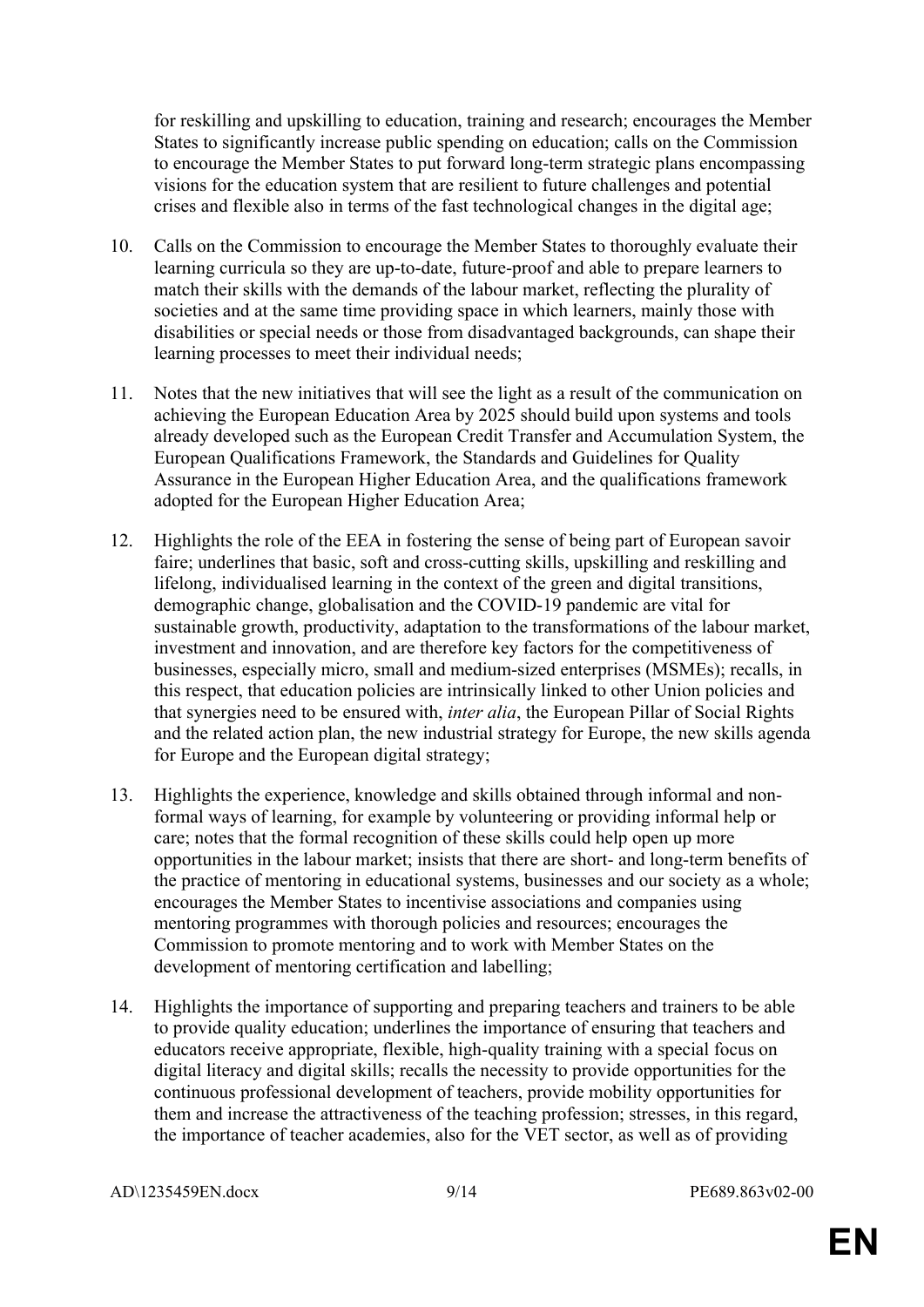for reskilling and upskilling to education, training and research; encourages the Member States to significantly increase public spending on education; calls on the Commission to encourage the Member States to put forward long-term strategic plans encompassing visions for the education system that are resilient to future challenges and potential crises and flexible also in terms of the fast technological changes in the digital age;

10. Calls on the Commission to encourage the Member States to thoroughly evaluate their learning curricula so they are up-to-date, future-proof and able to prepare learners to match their skills with the demands of the labour market, reflecting the plurality of societies and at the same time providing space in which learners, mainly those with disabilities or special needs or those from disadvantaged backgrounds, can shape their learning processes to meet their individual needs;

11. Notes that the new initiatives that will see the light as a result of the communication on achieving the European Education Area by 2025 should build upon systems and tools already developed such as the European Credit Transfer and Accumulation System, the European Qualifications Framework, the Standards and Guidelines for Quality Assurance in the European Higher Education Area, and the qualifications framework adopted for the European Higher Education Area;

12. Highlights the role of the EEA in fostering the sense of being part of European savoir faire; underlines that basic, soft and cross-cutting skills, upskilling and reskilling and lifelong, individualised learning in the context of the green and digital transitions, demographic change, globalisation and the COVID-19 pandemic are vital for sustainable growth, productivity, adaptation to the transformations of the labour market, investment and innovation, and are therefore key factors for the competitiveness of businesses, especially micro, small and medium-sized enterprises (MSMEs); recalls, in this respect, that education policies are intrinsically linked to other Union policies and that synergies need to be ensured with, *inter alia*, the European Pillar of Social Rights and the related action plan, the new industrial strategy for Europe, the new skills agenda for Europe and the European digital strategy;

13. Highlights the experience, knowledge and skills obtained through informal and non-formal ways of learning, for example by volunteering or providing informal help or care; notes that the formal recognition of these skills could help open up more opportunities in the labour market; insists that there are short- and long-term benefits of the practice of mentoring in educational systems, businesses and our society as a whole; encourages the Member States to incentivise associations and companies using mentoring programmes with thorough policies and resources; encourages the Commission to promote mentoring and to work with Member States on the development of mentoring certification and labelling;

14. Highlights the importance of supporting and preparing teachers and trainers to be able to provide quality education; underlines the importance of ensuring that teachers and educators receive appropriate, flexible, high-quality training with a special focus on digital literacy and digital skills; recalls the necessity to provide opportunities for the continuous professional development of teachers, provide mobility opportunities for them and increase the attractiveness of the teaching profession; stresses, in this regard, the importance of teacher academies, also for the VET sector, as well as of providing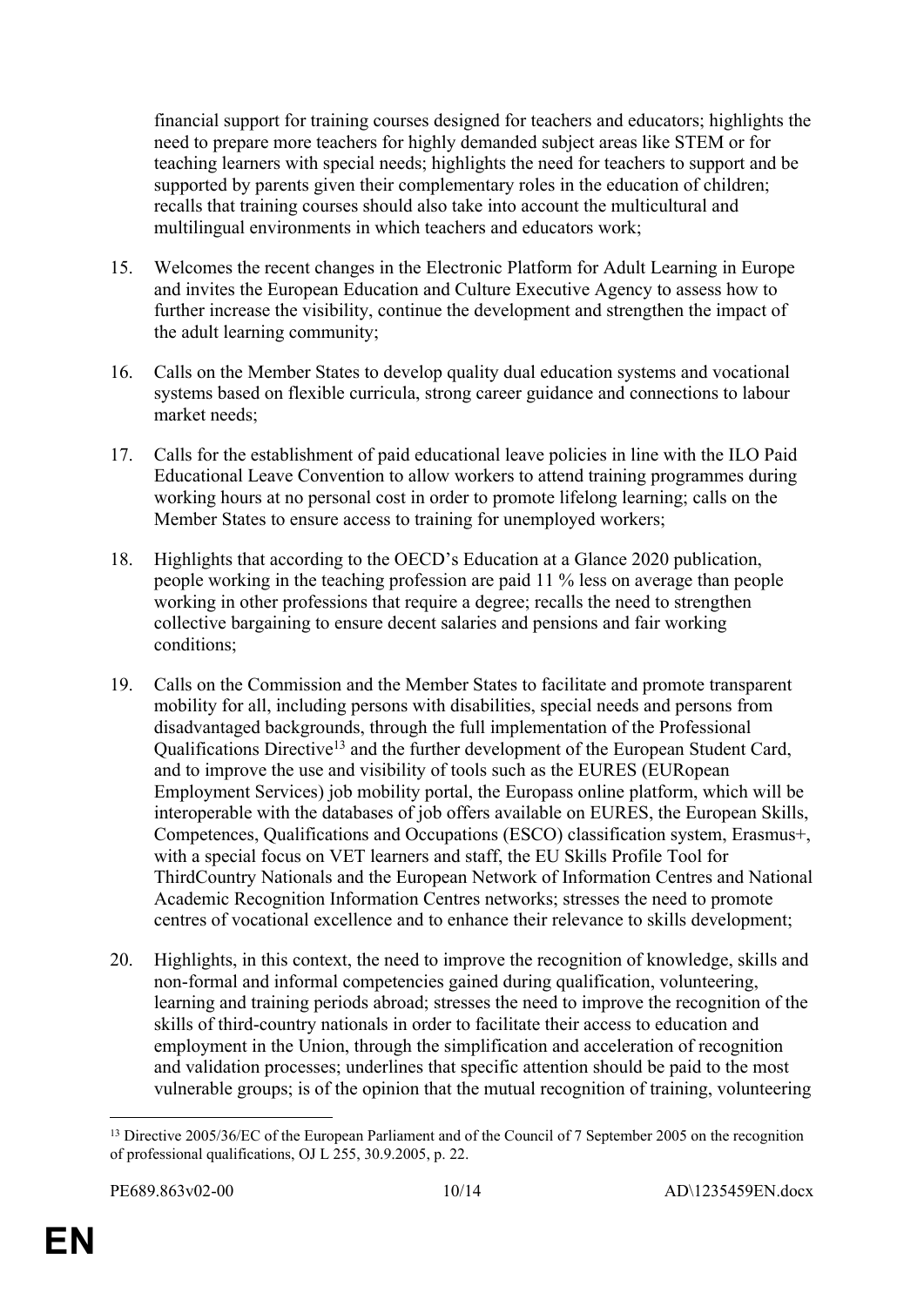financial support for training courses designed for teachers and educators; highlights the need to prepare more teachers for highly demanded subject areas like STEM or for teaching learners with special needs; highlights the need for teachers to support and be supported by parents given their complementary roles in the education of children; recalls that training courses should also take into account the multicultural and multilingual environments in which teachers and educators work;

15. Welcomes the recent changes in the Electronic Platform for Adult Learning in Europe and invites the European Education and Culture Executive Agency to assess how to further increase the visibility, continue the development and strengthen the impact of the adult learning community;

16. Calls on the Member States to develop quality dual education systems and vocational systems based on flexible curricula, strong career guidance and connections to labour market needs;

17. Calls for the establishment of paid educational leave policies in line with the ILO Paid Educational Leave Convention to allow workers to attend training programmes during working hours at no personal cost in order to promote lifelong learning; calls on the Member States to ensure access to training for unemployed workers;

18. Highlights that according to the OECD's Education at a Glance 2020 publication, people working in the teaching profession are paid 11 % less on average than people working in other professions that require a degree; recalls the need to strengthen collective bargaining to ensure decent salaries and pensions and fair working conditions;

19. Calls on the Commission and the Member States to facilitate and promote transparent mobility for all, including persons with disabilities, special needs and persons from disadvantaged backgrounds, through the full implementation of the Professional Qualifications Directive[13] and the further development of the European Student Card, and to improve the use and visibility of tools such as the EURES (EURopean Employment Services) job mobility portal, the Europass online platform, which will be interoperable with the databases of job offers available on EURES, the European Skills, Competences, Qualifications and Occupations (ESCO) classification system, Erasmus+, with a special focus on VET learners and staff, the EU Skills Profile Tool for ThirdCountry Nationals and the European Network of Information Centres and National Academic Recognition Information Centres networks; stresses the need to promote centres of vocational excellence and to enhance their relevance to skills development;

20. Highlights, in this context, the need to improve the recognition of knowledge, skills and non-formal and informal competencies gained during qualification, volunteering, learning and training periods abroad; stresses the need to improve the recognition of the skills of third-country nationals in order to facilitate their access to education and employment in the Union, through the simplification and acceleration of recognition and validation processes; underlines that specific attention should be paid to the most vulnerable groups; is of the opinion that the mutual recognition of training, volunteering

---

[13] Directive 2005/36/EC of the European Parliament and of the Council of 7 September 2005 on the recognition of professional qualifications, OJ L 255, 30.9.2005, p. 22.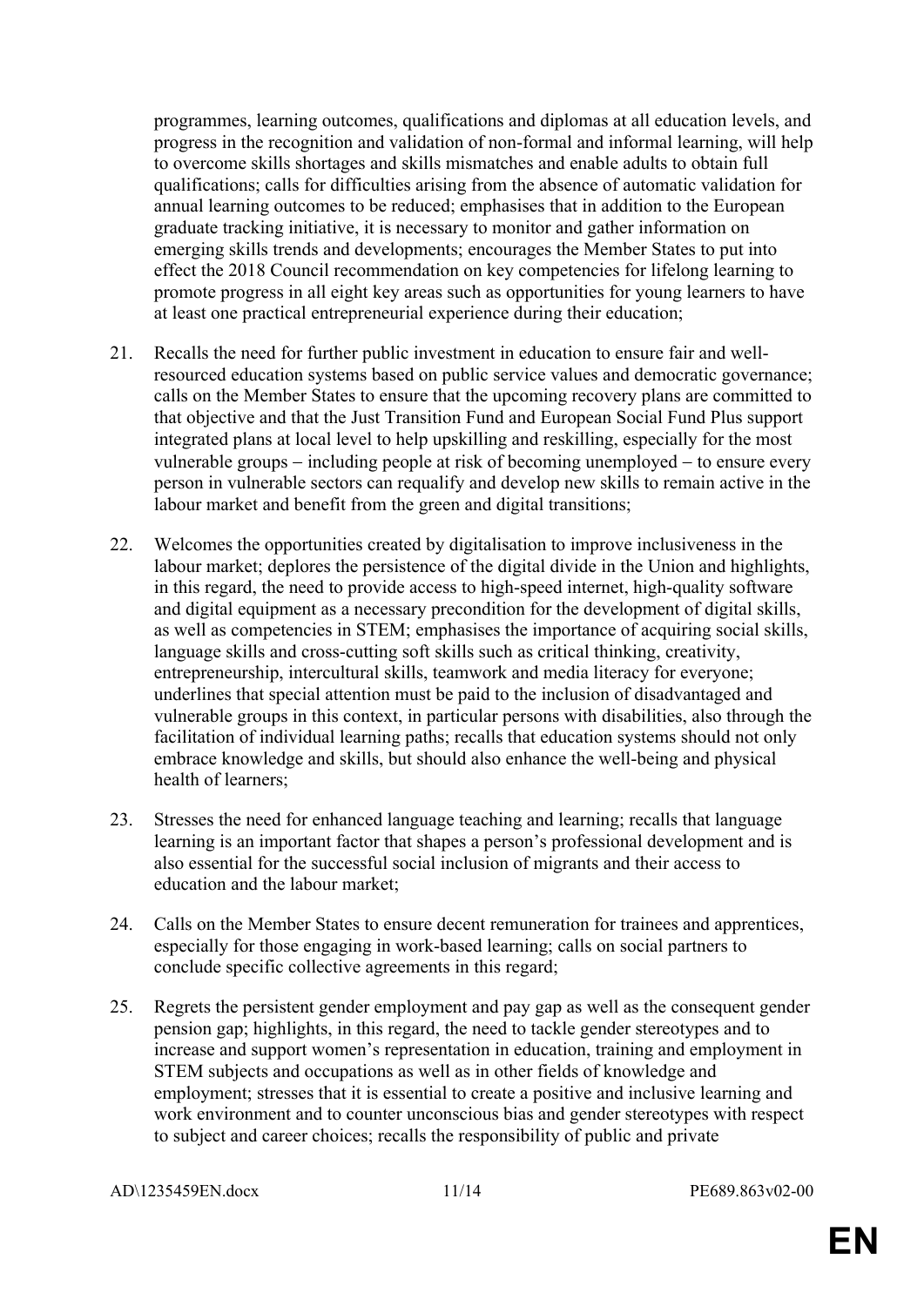programmes, learning outcomes, qualifications and diplomas at all education levels, and progress in the recognition and validation of non-formal and informal learning, will help to overcome skills shortages and skills mismatches and enable adults to obtain full qualifications; calls for difficulties arising from the absence of automatic validation for annual learning outcomes to be reduced; emphasises that in addition to the European graduate tracking initiative, it is necessary to monitor and gather information on emerging skills trends and developments; encourages the Member States to put into effect the 2018 Council recommendation on key competencies for lifelong learning to promote progress in all eight key areas such as opportunities for young learners to have at least one practical entrepreneurial experience during their education;

21. Recalls the need for further public investment in education to ensure fair and well-resourced education systems based on public service values and democratic governance; calls on the Member States to ensure that the upcoming recovery plans are committed to that objective and that the Just Transition Fund and European Social Fund Plus support integrated plans at local level to help upskilling and reskilling, especially for the most vulnerable groups – including people at risk of becoming unemployed – to ensure every person in vulnerable sectors can requalify and develop new skills to remain active in the labour market and benefit from the green and digital transitions;

22. Welcomes the opportunities created by digitalisation to improve inclusiveness in the labour market; deplores the persistence of the digital divide in the Union and highlights, in this regard, the need to provide access to high-speed internet, high-quality software and digital equipment as a necessary precondition for the development of digital skills, as well as competencies in STEM; emphasises the importance of acquiring social skills, language skills and cross-cutting soft skills such as critical thinking, creativity, entrepreneurship, intercultural skills, teamwork and media literacy for everyone; underlines that special attention must be paid to the inclusion of disadvantaged and vulnerable groups in this context, in particular persons with disabilities, also through the facilitation of individual learning paths; recalls that education systems should not only embrace knowledge and skills, but should also enhance the well-being and physical health of learners;

23. Stresses the need for enhanced language teaching and learning; recalls that language learning is an important factor that shapes a person's professional development and is also essential for the successful social inclusion of migrants and their access to education and the labour market;

24. Calls on the Member States to ensure decent remuneration for trainees and apprentices, especially for those engaging in work-based learning; calls on social partners to conclude specific collective agreements in this regard;

25. Regrets the persistent gender employment and pay gap as well as the consequent gender pension gap; highlights, in this regard, the need to tackle gender stereotypes and to increase and support women's representation in education, training and employment in STEM subjects and occupations as well as in other fields of knowledge and employment; stresses that it is essential to create a positive and inclusive learning and work environment and to counter unconscious bias and gender stereotypes with respect to subject and career choices; recalls the responsibility of public and private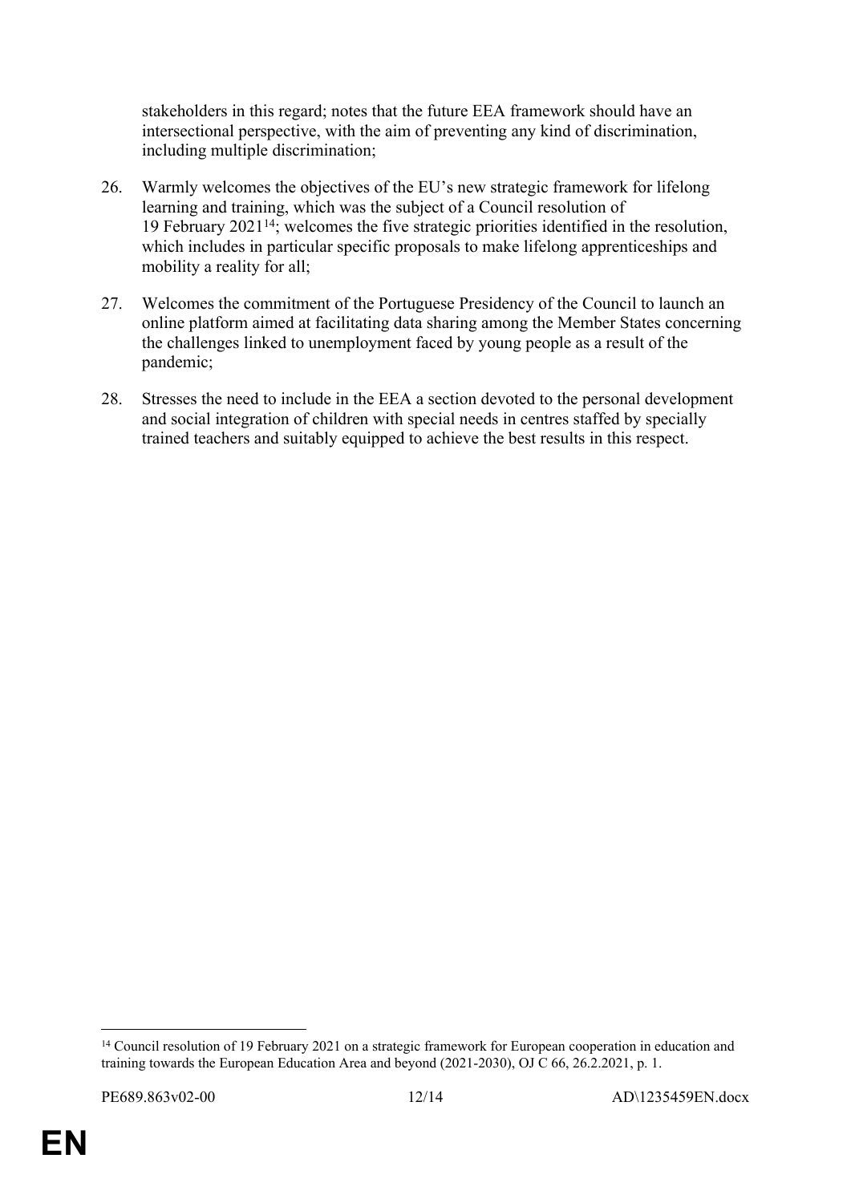stakeholders in this regard; notes that the future EEA framework should have an intersectional perspective, with the aim of preventing any kind of discrimination, including multiple discrimination;

26. Warmly welcomes the objectives of the EU's new strategic framework for lifelong learning and training, which was the subject of a Council resolution of 19 February 2021[14]; welcomes the five strategic priorities identified in the resolution, which includes in particular specific proposals to make lifelong apprenticeships and mobility a reality for all;

27. Welcomes the commitment of the Portuguese Presidency of the Council to launch an online platform aimed at facilitating data sharing among the Member States concerning the challenges linked to unemployment faced by young people as a result of the pandemic;

28. Stresses the need to include in the EEA a section devoted to the personal development and social integration of children with special needs in centres staffed by specially trained teachers and suitably equipped to achieve the best results in this respect.

---

[14] Council resolution of 19 February 2021 on a strategic framework for European cooperation in education and training towards the European Education Area and beyond (2021-2030), OJ C 66, 26.2.2021, p. 1.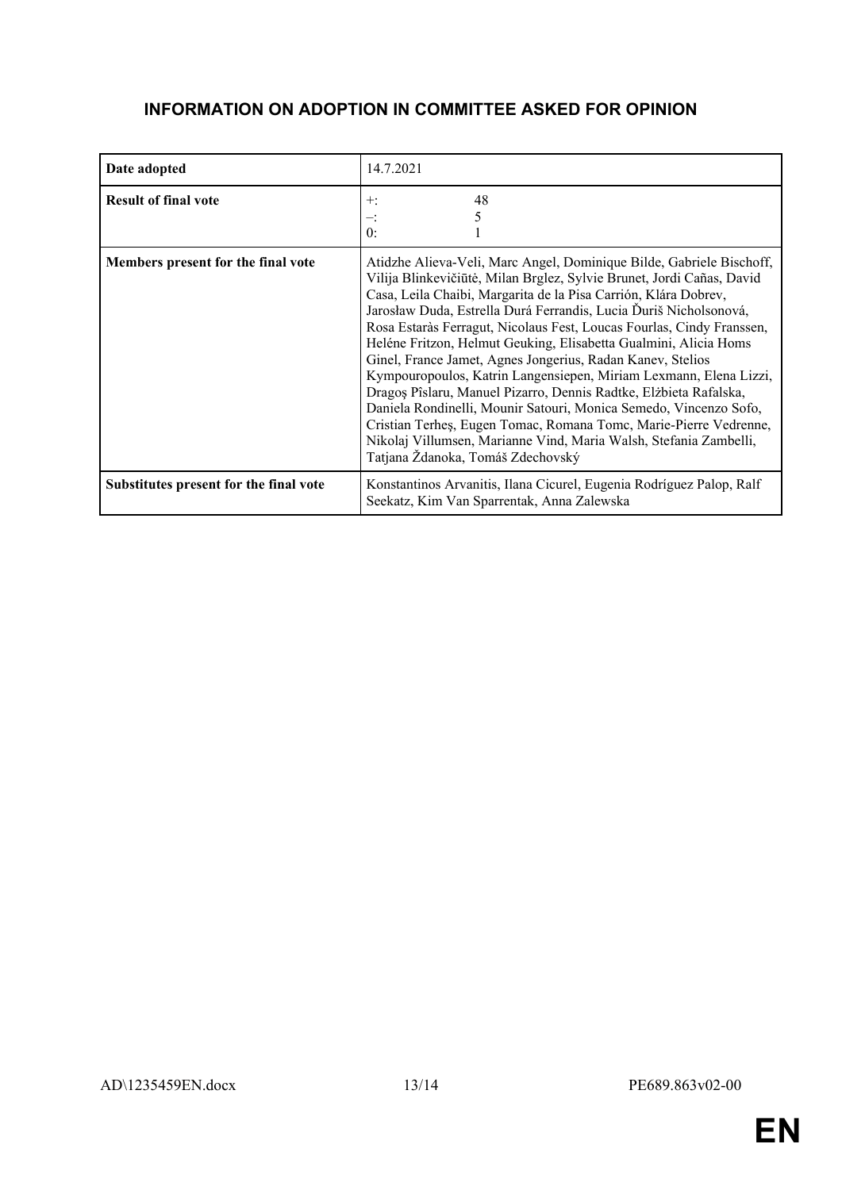## INFORMATION ON ADOPTION IN COMMITTEE ASKED FOR OPINION

| | |
|---|---|
| **Date adopted** | 14.7.2021 |
| **Result of final vote** | +: 48<br>–: 5<br>0: 1 |
| **Members present for the final vote** | Atidzhe Alieva-Veli, Marc Angel, Dominique Bilde, Gabriele Bischoff, Vilija Blinkevičiūtė, Milan Brglez, Sylvie Brunet, Jordi Cañas, David Casa, Leila Chaibi, Margarita de la Pisa Carrión, Klára Dobrev, Jarosław Duda, Estrella Durá Ferrandis, Lucia Ďuriš Nicholsonová, Rosa Estaràs Ferragut, Nicolaus Fest, Loucas Fourlas, Cindy Franssen, Heléne Fritzon, Helmut Geuking, Elisabetta Gualmini, Alicia Homs Ginel, France Jamet, Agnes Jongerius, Radan Kanev, Stelios Kympouropoulos, Katrin Langensiepen, Miriam Lexmann, Elena Lizzi, Dragoş Pîslaru, Manuel Pizarro, Dennis Radtke, Elżbieta Rafalska, Daniela Rondinelli, Mounir Satouri, Monica Semedo, Vincenzo Sofo, Cristian Terheş, Eugen Tomac, Romana Tomc, Marie-Pierre Vedrenne, Nikolaj Villumsen, Marianne Vind, Maria Walsh, Stefania Zambelli, Tatjana Ždanoka, Tomáš Zdechovský |
| **Substitutes present for the final vote** | Konstantinos Arvanitis, Ilana Cicurel, Eugenia Rodríguez Palop, Ralf Seekatz, Kim Van Sparrentak, Anna Zalewska |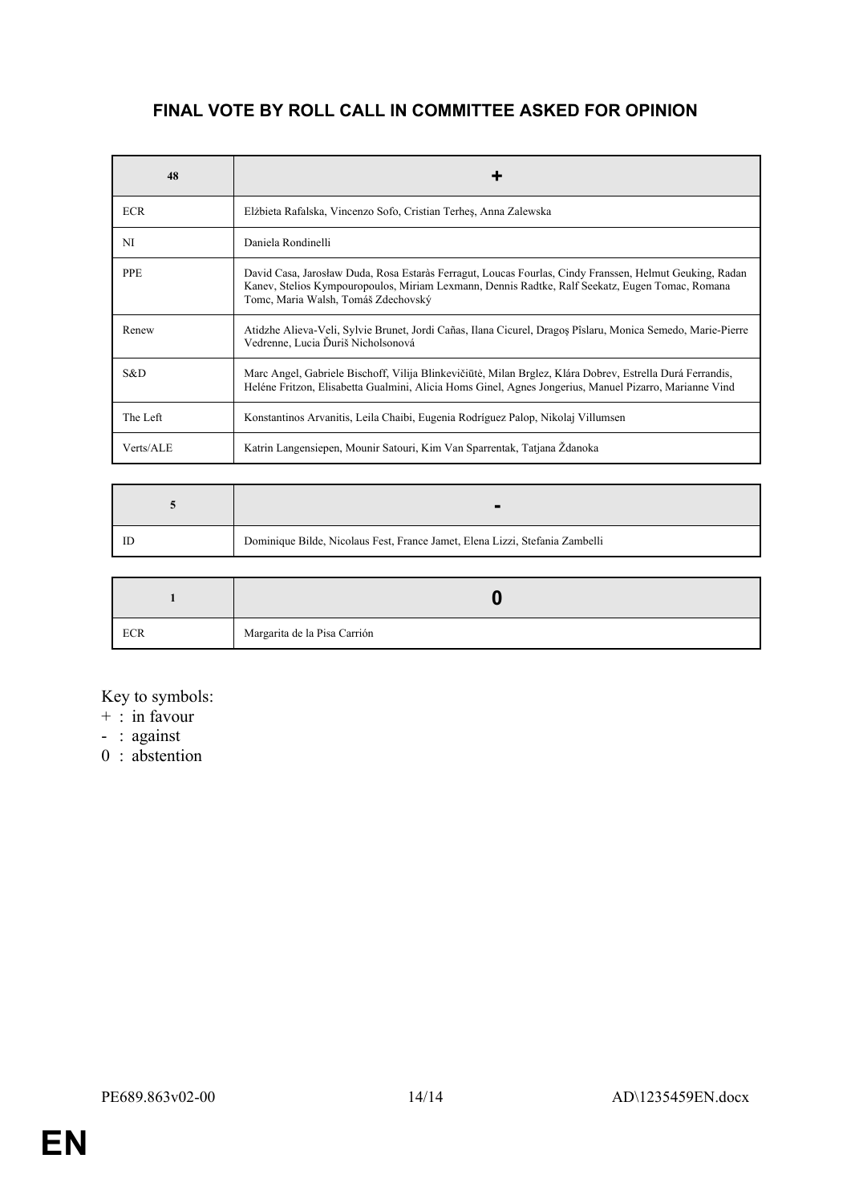## FINAL VOTE BY ROLL CALL IN COMMITTEE ASKED FOR OPINION

| 48 | + |
|---|---|
| ECR | Elżbieta Rafalska, Vincenzo Sofo, Cristian Terheş, Anna Zalewska |
| NI | Daniela Rondinelli |
| PPE | David Casa, Jarosław Duda, Rosa Estaràs Ferragut, Loucas Fourlas, Cindy Franssen, Helmut Geuking, Radan Kanev, Stelios Kympouropoulos, Miriam Lexmann, Dennis Radtke, Ralf Seekatz, Eugen Tomac, Romana Tomc, Maria Walsh, Tomáš Zdechovský |
| Renew | Atidzhe Alieva-Veli, Sylvie Brunet, Jordi Cañas, Ilana Cicurel, Dragoş Pîslaru, Monica Semedo, Marie-Pierre Vedrenne, Lucia Ďuriš Nicholsonová |
| S&D | Marc Angel, Gabriele Bischoff, Vilija Blinkevičiūtė, Milan Brglez, Klára Dobrev, Estrella Durá Ferrandis, Heléne Fritzon, Elisabetta Gualmini, Alicia Homs Ginel, Agnes Jongerius, Manuel Pizarro, Marianne Vind |
| The Left | Konstantinos Arvanitis, Leila Chaibi, Eugenia Rodríguez Palop, Nikolaj Villumsen |
| Verts/ALE | Katrin Langensiepen, Mounir Satouri, Kim Van Sparrentak, Tatjana Ždanoka |

| 5 | - |
|---|---|
| ID | Dominique Bilde, Nicolaus Fest, France Jamet, Elena Lizzi, Stefania Zambelli |

| 1 | 0 |
|---|---|
| ECR | Margarita de la Pisa Carrión |

Key to symbols:
+ : in favour
- : against
0 : abstention